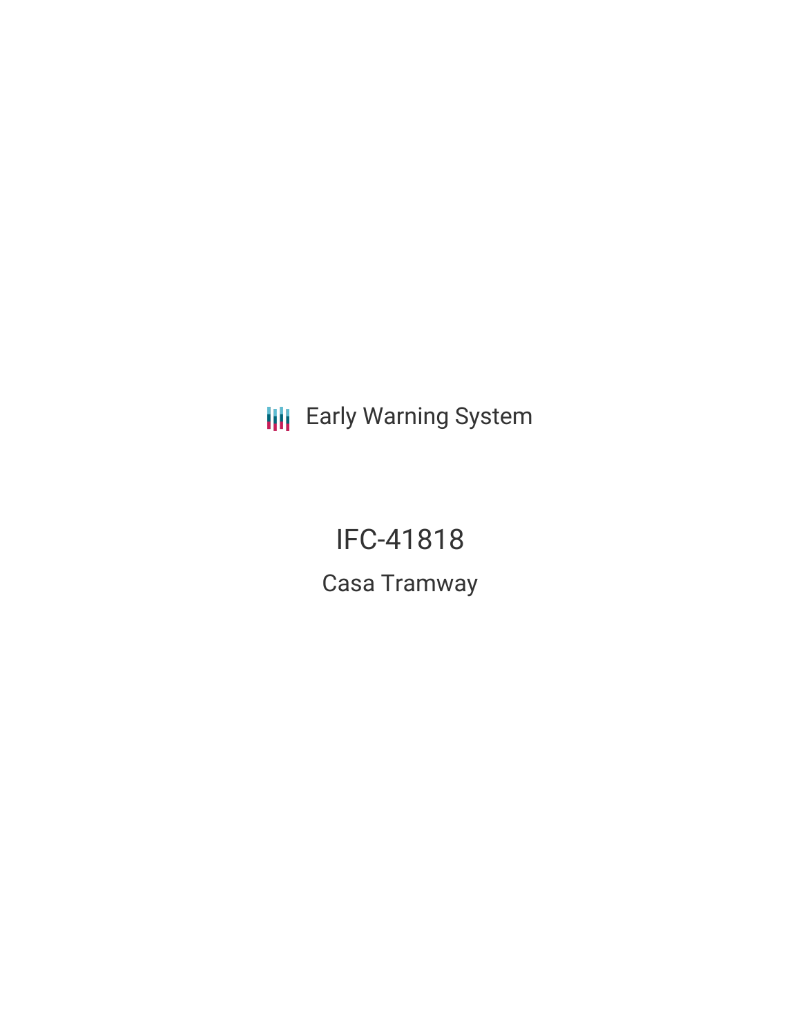Early Warning System

# IFC-41818

## Casa Tramway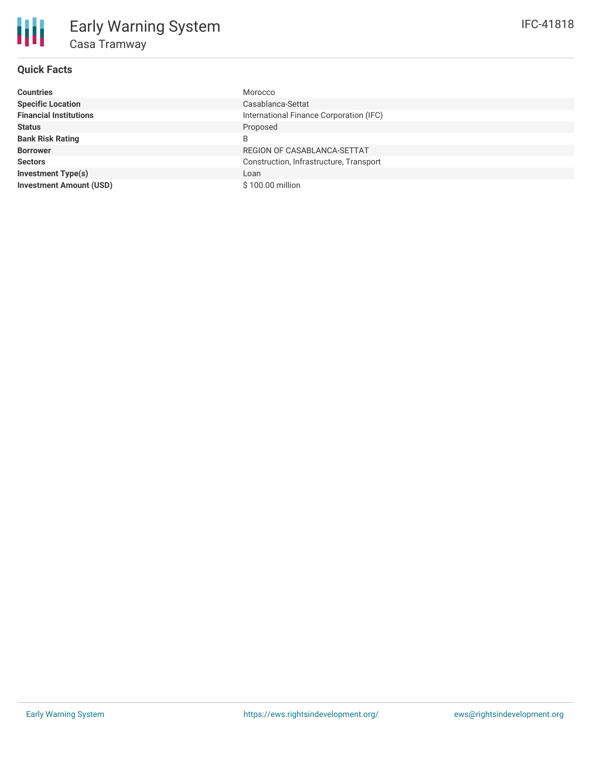# Early Warning System

## Casa Tramway

IFC-41818

### Quick Facts

| | |
|---|---|
| **Countries** | Morocco |
| **Specific Location** | Casablanca-Settat |
| **Financial Institutions** | International Finance Corporation (IFC) |
| **Status** | Proposed |
| **Bank Risk Rating** | B |
| **Borrower** | REGION OF CASABLANCA-SETTAT |
| **Sectors** | Construction, Infrastructure, Transport |
| **Investment Type(s)** | Loan |
| **Investment Amount (USD)** | $ 100.00 million |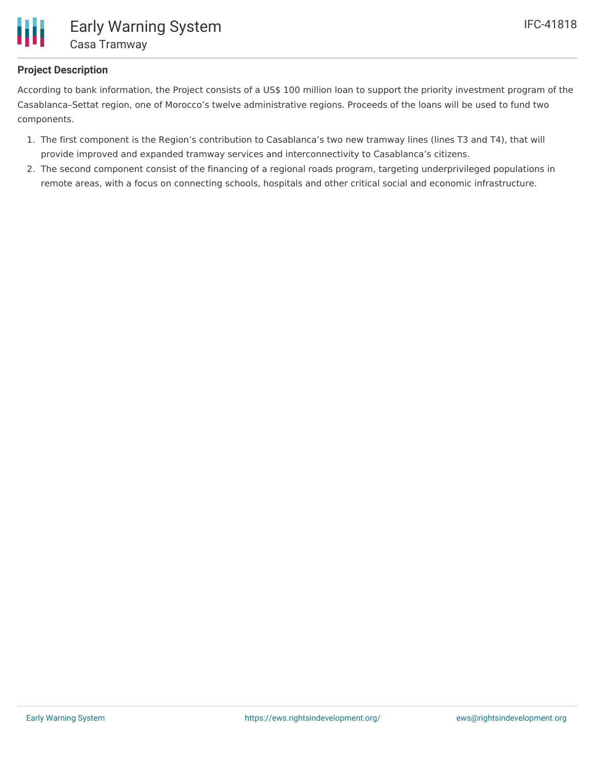**Project Description**

According to bank information, the Project consists of a US$ 100 million loan to support the priority investment program of the Casablanca–Settat region, one of Morocco's twelve administrative regions. Proceeds of the loans will be used to fund two components.

1. The first component is the Region's contribution to Casablanca's two new tramway lines (lines T3 and T4), that will provide improved and expanded tramway services and interconnectivity to Casablanca's citizens.
2. The second component consist of the financing of a regional roads program, targeting underprivileged populations in remote areas, with a focus on connecting schools, hospitals and other critical social and economic infrastructure.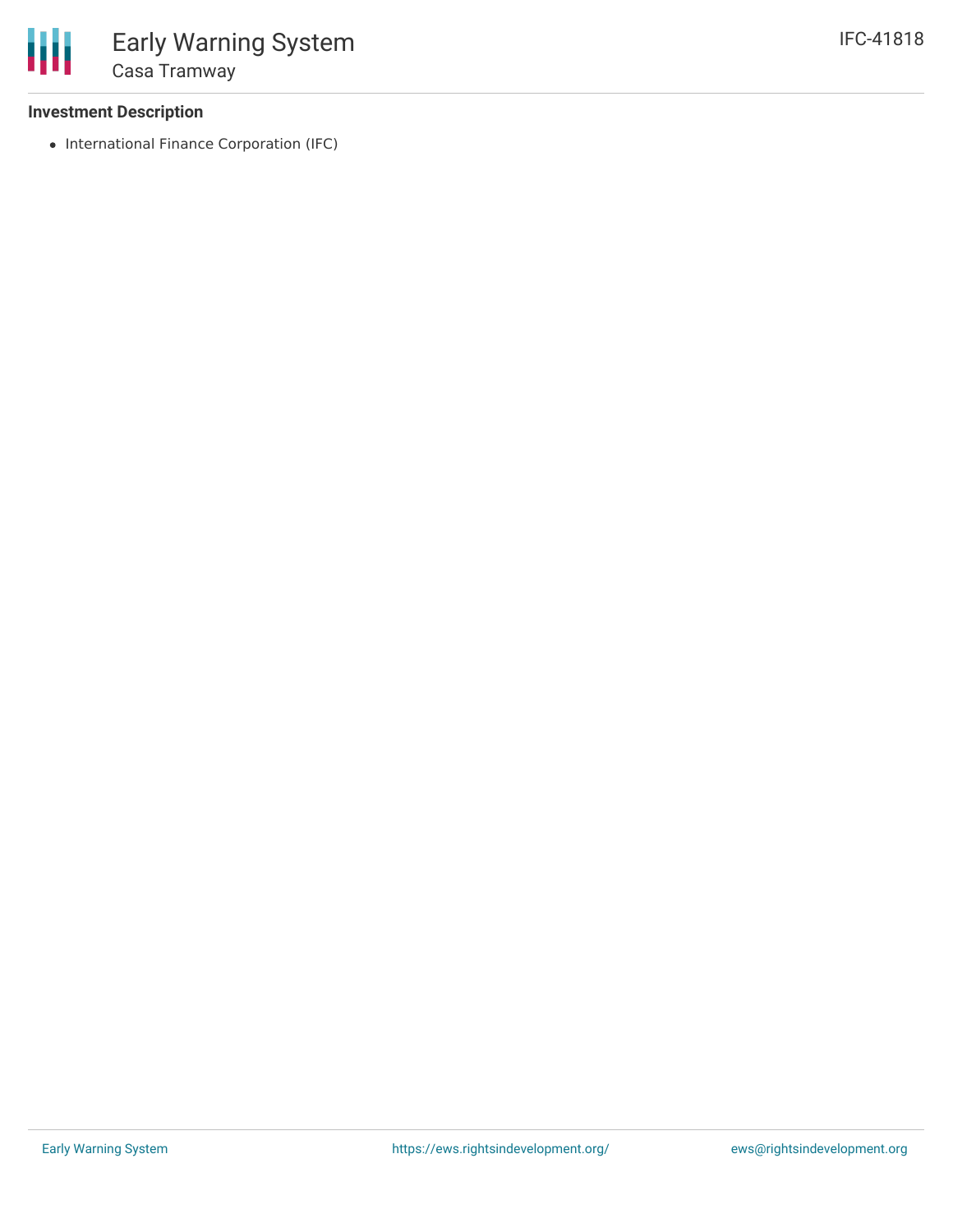### Investment Description

- International Finance Corporation (IFC)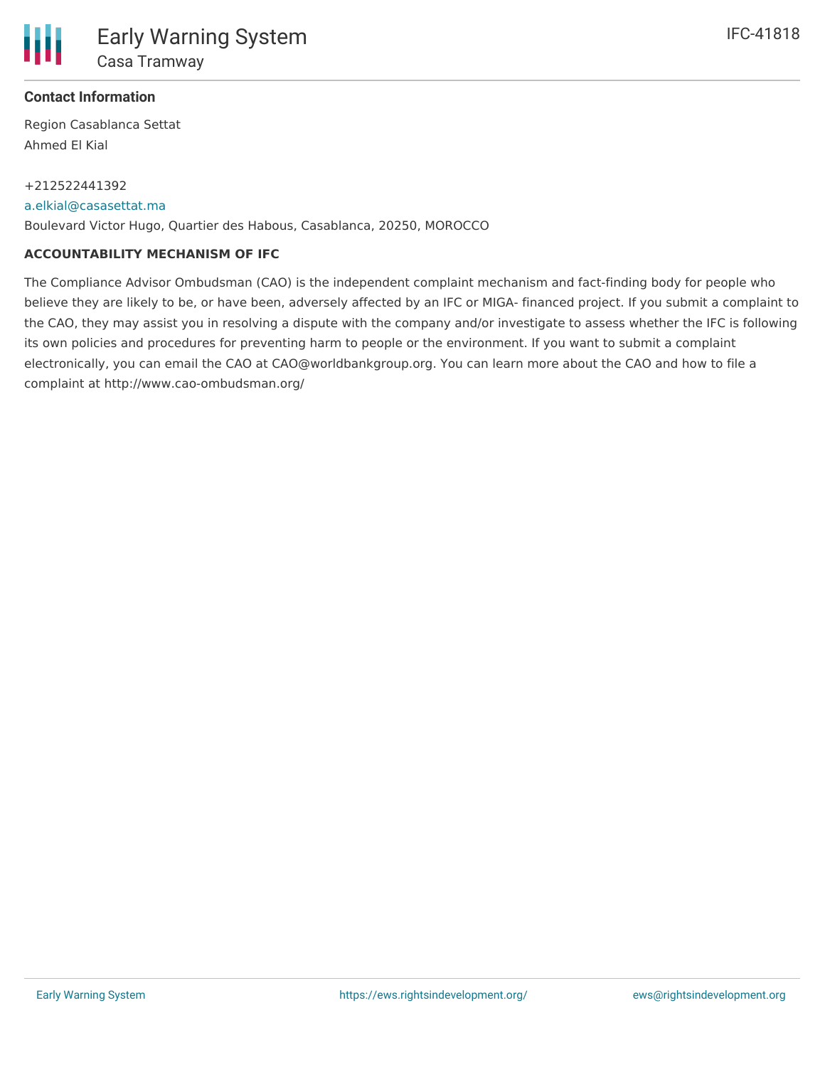### Contact Information

Region Casablanca Settat
Ahmed El Kial

+212522441392
a.elkial@casasettat.ma
Boulevard Victor Hugo, Quartier des Habous, Casablanca, 20250, MOROCCO

**ACCOUNTABILITY MECHANISM OF IFC**

The Compliance Advisor Ombudsman (CAO) is the independent complaint mechanism and fact-finding body for people who believe they are likely to be, or have been, adversely affected by an IFC or MIGA- financed project. If you submit a complaint to the CAO, they may assist you in resolving a dispute with the company and/or investigate to assess whether the IFC is following its own policies and procedures for preventing harm to people or the environment. If you want to submit a complaint electronically, you can email the CAO at CAO@worldbankgroup.org. You can learn more about the CAO and how to file a complaint at http://www.cao-ombudsman.org/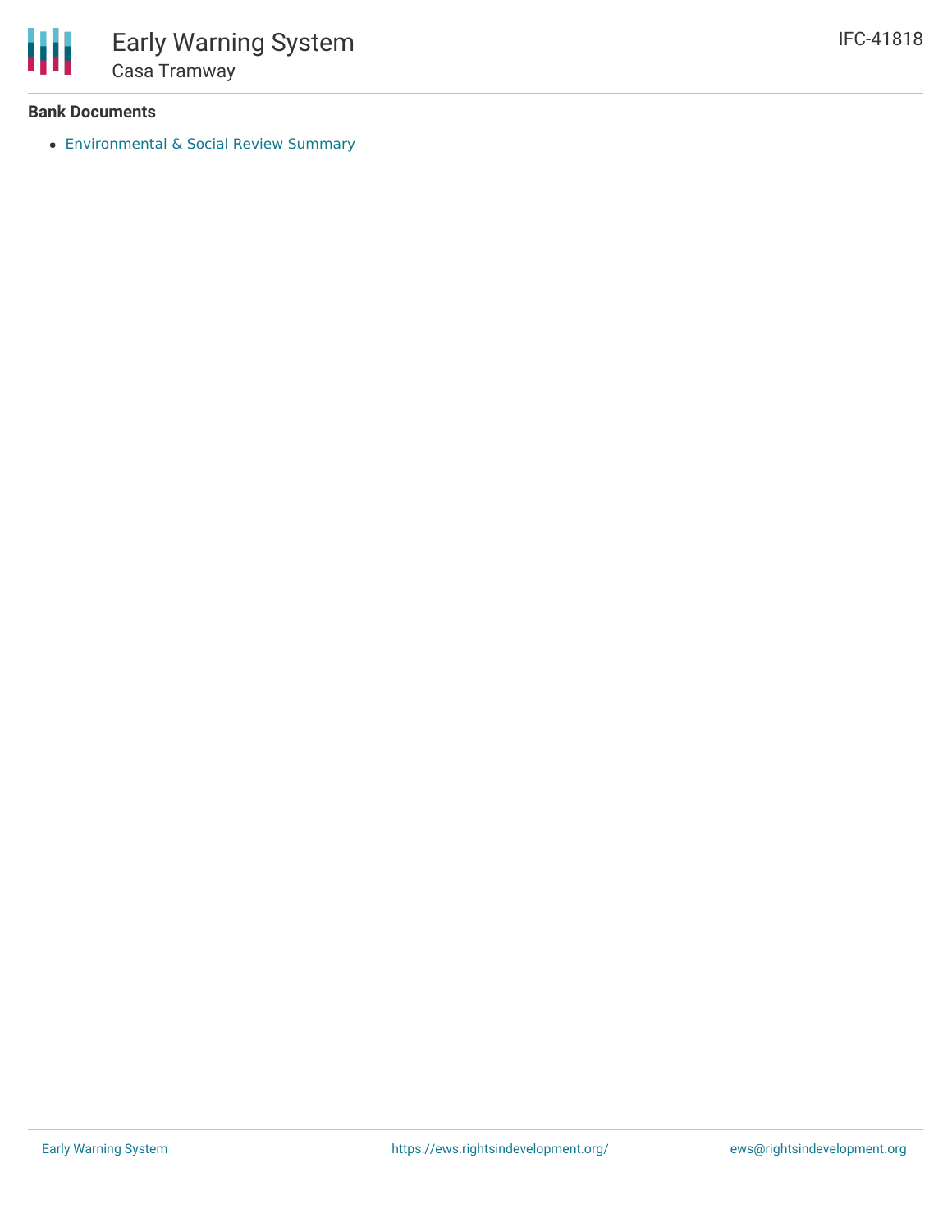**Bank Documents**

- Environmental & Social Review Summary